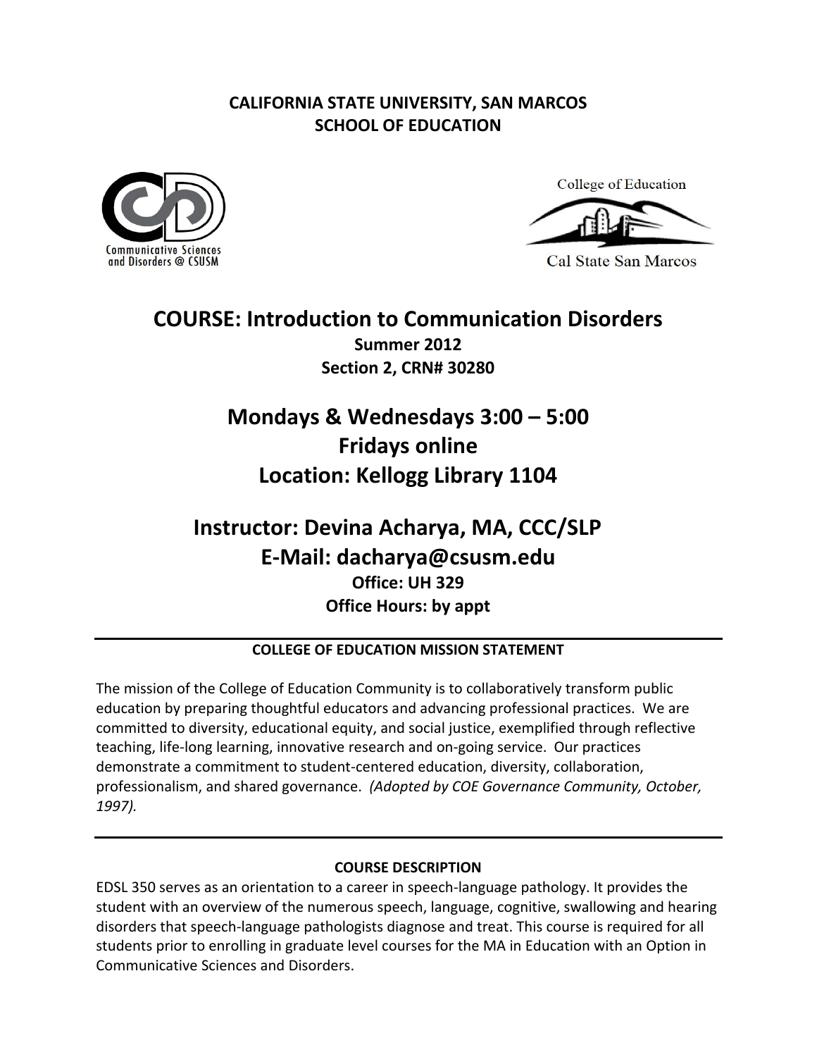**CALIFORNIA STATE UNIVERSITY, SAN MARCOS**
**SCHOOL OF EDUCATION**

Communicative Sciences and Disorders @ CSUSM

College of Education
Cal State San Marcos

# COURSE: Introduction to Communication Disorders

**Summer 2012**
**Section 2, CRN# 30280**

## Mondays & Wednesdays 3:00 – 5:00
## Fridays online
## Location: Kellogg Library 1104

## Instructor: Devina Acharya, MA, CCC/SLP
## E-Mail: dacharya@csusm.edu

**Office: UH 329**
**Office Hours: by appt**

---

### COLLEGE OF EDUCATION MISSION STATEMENT

The mission of the College of Education Community is to collaboratively transform public education by preparing thoughtful educators and advancing professional practices. We are committed to diversity, educational equity, and social justice, exemplified through reflective teaching, life-long learning, innovative research and on-going service. Our practices demonstrate a commitment to student-centered education, diversity, collaboration, professionalism, and shared governance. *(Adopted by COE Governance Community, October, 1997).*

---

### COURSE DESCRIPTION

EDSL 350 serves as an orientation to a career in speech-language pathology. It provides the student with an overview of the numerous speech, language, cognitive, swallowing and hearing disorders that speech-language pathologists diagnose and treat. This course is required for all students prior to enrolling in graduate level courses for the MA in Education with an Option in Communicative Sciences and Disorders.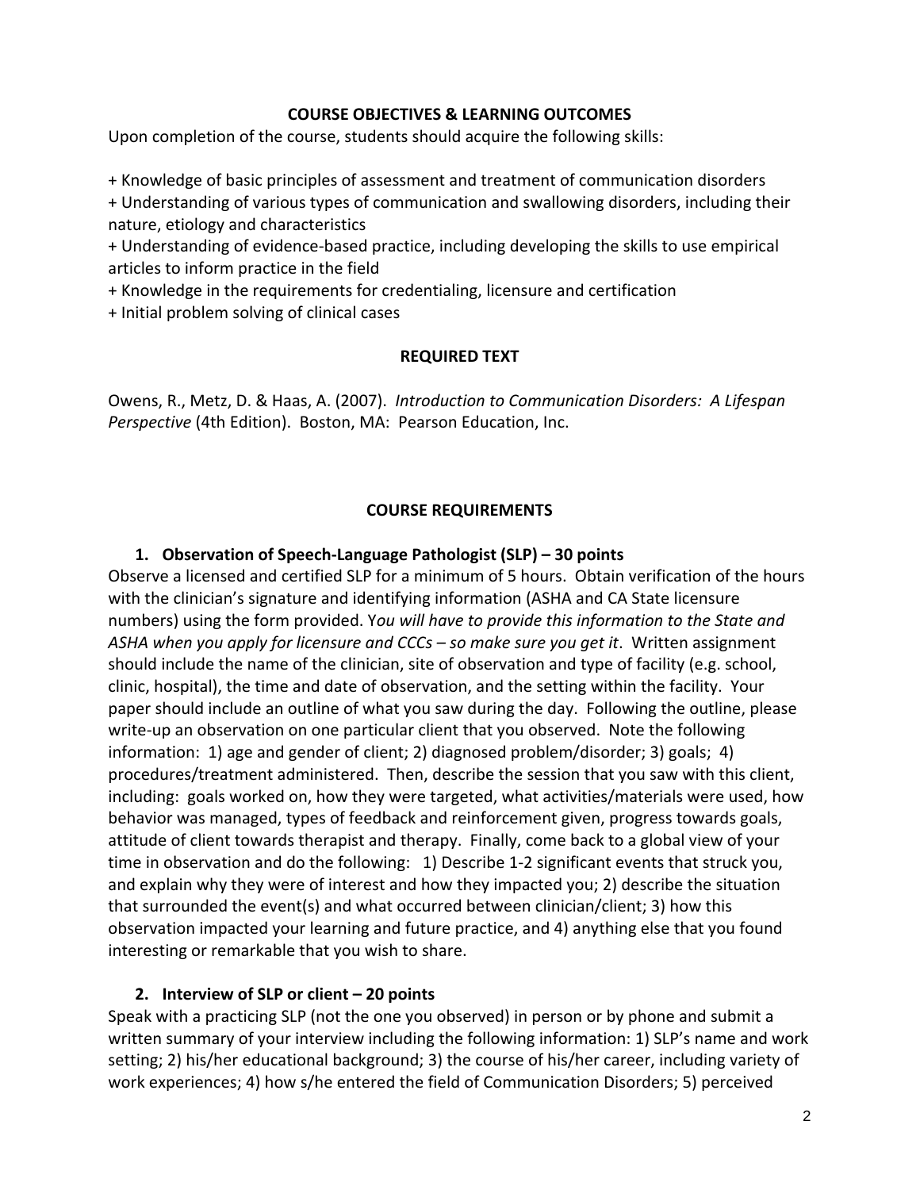## COURSE OBJECTIVES & LEARNING OUTCOMES

Upon completion of the course, students should acquire the following skills:

+ Knowledge of basic principles of assessment and treatment of communication disorders
+ Understanding of various types of communication and swallowing disorders, including their nature, etiology and characteristics
+ Understanding of evidence-based practice, including developing the skills to use empirical articles to inform practice in the field
+ Knowledge in the requirements for credentialing, licensure and certification
+ Initial problem solving of clinical cases

## REQUIRED TEXT

Owens, R., Metz, D. & Haas, A. (2007). *Introduction to Communication Disorders: A Lifespan Perspective* (4th Edition). Boston, MA: Pearson Education, Inc.

## COURSE REQUIREMENTS

### 1. Observation of Speech-Language Pathologist (SLP) – 30 points

Observe a licensed and certified SLP for a minimum of 5 hours. Obtain verification of the hours with the clinician's signature and identifying information (ASHA and CA State licensure numbers) using the form provided. Y*ou will have to provide this information to the State and ASHA when you apply for licensure and CCCs – so make sure you get it*. Written assignment should include the name of the clinician, site of observation and type of facility (e.g. school, clinic, hospital), the time and date of observation, and the setting within the facility. Your paper should include an outline of what you saw during the day. Following the outline, please write-up an observation on one particular client that you observed. Note the following information: 1) age and gender of client; 2) diagnosed problem/disorder; 3) goals; 4) procedures/treatment administered. Then, describe the session that you saw with this client, including: goals worked on, how they were targeted, what activities/materials were used, how behavior was managed, types of feedback and reinforcement given, progress towards goals, attitude of client towards therapist and therapy. Finally, come back to a global view of your time in observation and do the following: 1) Describe 1-2 significant events that struck you, and explain why they were of interest and how they impacted you; 2) describe the situation that surrounded the event(s) and what occurred between clinician/client; 3) how this observation impacted your learning and future practice, and 4) anything else that you found interesting or remarkable that you wish to share.

### 2. Interview of SLP or client – 20 points

Speak with a practicing SLP (not the one you observed) in person or by phone and submit a written summary of your interview including the following information: 1) SLP's name and work setting; 2) his/her educational background; 3) the course of his/her career, including variety of work experiences; 4) how s/he entered the field of Communication Disorders; 5) perceived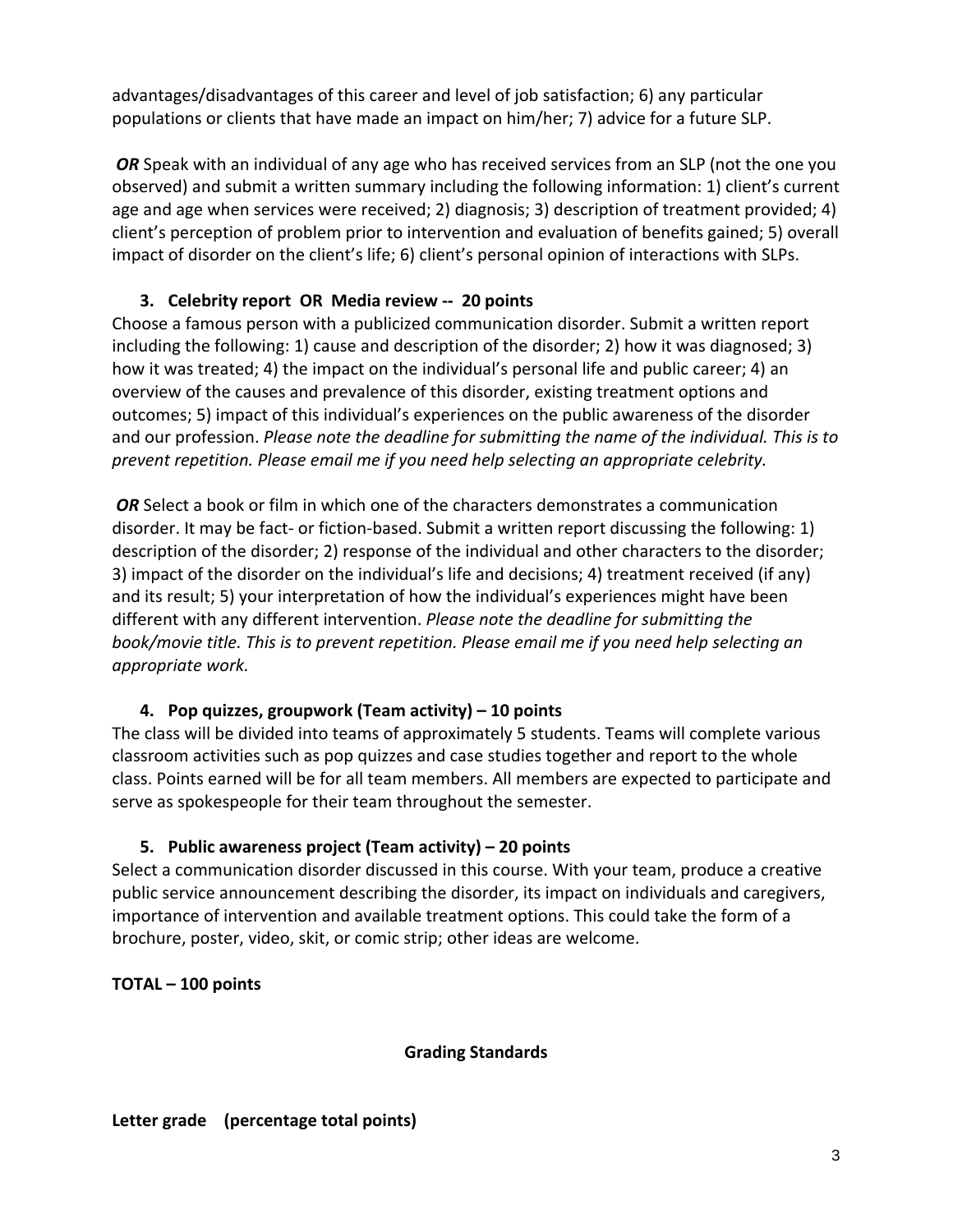advantages/disadvantages of this career and level of job satisfaction; 6) any particular populations or clients that have made an impact on him/her; 7) advice for a future SLP.

***OR*** Speak with an individual of any age who has received services from an SLP (not the one you observed) and submit a written summary including the following information: 1) client's current age and age when services were received; 2) diagnosis; 3) description of treatment provided; 4) client's perception of problem prior to intervention and evaluation of benefits gained; 5) overall impact of disorder on the client's life; 6) client's personal opinion of interactions with SLPs.

3. **Celebrity report OR Media review -- 20 points**

Choose a famous person with a publicized communication disorder. Submit a written report including the following: 1) cause and description of the disorder; 2) how it was diagnosed; 3) how it was treated; 4) the impact on the individual's personal life and public career; 4) an overview of the causes and prevalence of this disorder, existing treatment options and outcomes; 5) impact of this individual's experiences on the public awareness of the disorder and our profession. *Please note the deadline for submitting the name of the individual. This is to prevent repetition. Please email me if you need help selecting an appropriate celebrity.*

***OR*** Select a book or film in which one of the characters demonstrates a communication disorder. It may be fact- or fiction-based. Submit a written report discussing the following: 1) description of the disorder; 2) response of the individual and other characters to the disorder; 3) impact of the disorder on the individual's life and decisions; 4) treatment received (if any) and its result; 5) your interpretation of how the individual's experiences might have been different with any different intervention. *Please note the deadline for submitting the book/movie title. This is to prevent repetition. Please email me if you need help selecting an appropriate work.*

4. **Pop quizzes, groupwork (Team activity) – 10 points**

The class will be divided into teams of approximately 5 students. Teams will complete various classroom activities such as pop quizzes and case studies together and report to the whole class. Points earned will be for all team members. All members are expected to participate and serve as spokespeople for their team throughout the semester.

5. **Public awareness project (Team activity) – 20 points**

Select a communication disorder discussed in this course. With your team, produce a creative public service announcement describing the disorder, its impact on individuals and caregivers, importance of intervention and available treatment options. This could take the form of a brochure, poster, video, skit, or comic strip; other ideas are welcome.

**TOTAL – 100 points**

## Grading Standards

**Letter grade (percentage total points)**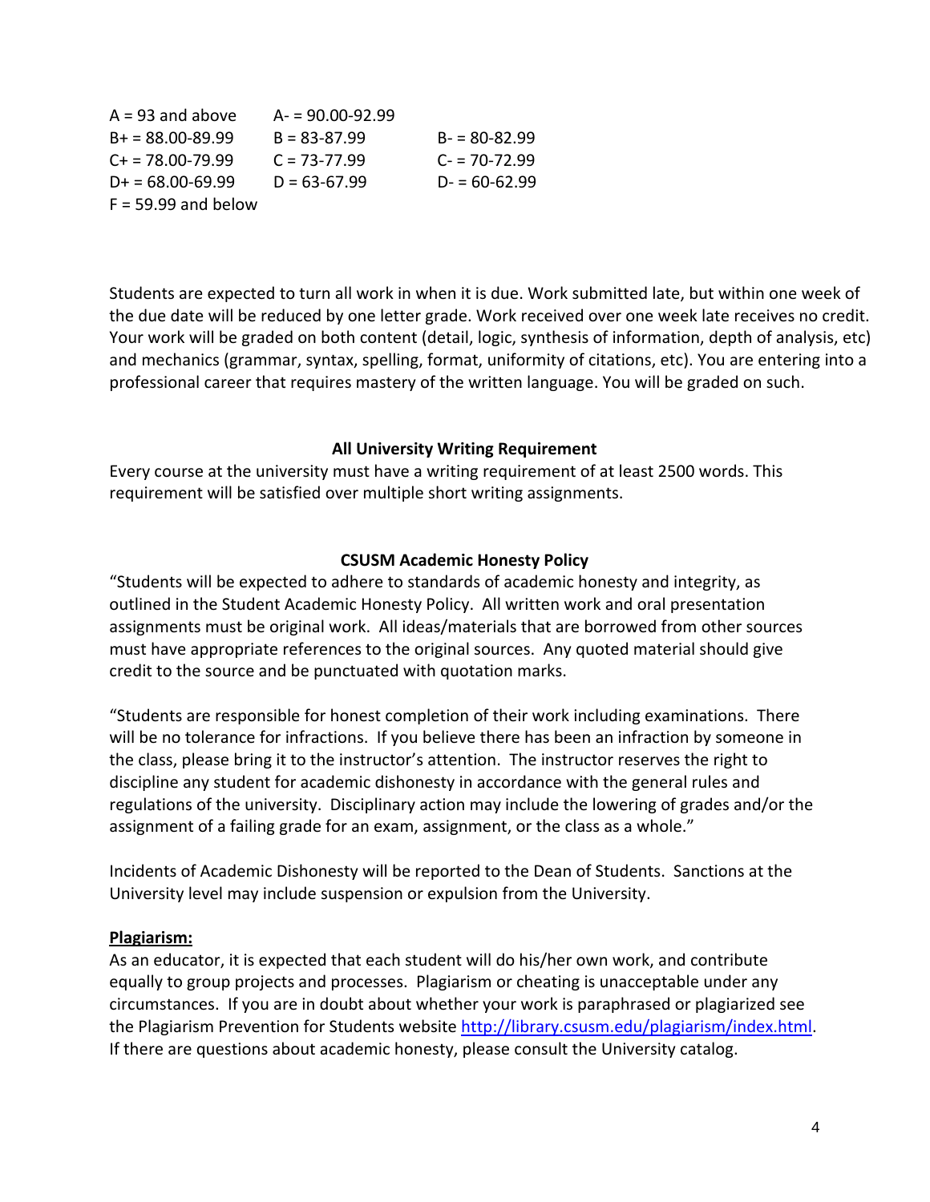| | | |
|---|---|---|
| A = 93 and above | A- = 90.00-92.99 | |
| B+ = 88.00-89.99 | B = 83-87.99 | B- = 80-82.99 |
| C+ = 78.00-79.99 | C = 73-77.99 | C- = 70-72.99 |
| D+ = 68.00-69.99 | D = 63-67.99 | D- = 60-62.99 |
| F = 59.99 and below | | |

Students are expected to turn all work in when it is due. Work submitted late, but within one week of the due date will be reduced by one letter grade. Work received over one week late receives no credit. Your work will be graded on both content (detail, logic, synthesis of information, depth of analysis, etc) and mechanics (grammar, syntax, spelling, format, uniformity of citations, etc). You are entering into a professional career that requires mastery of the written language. You will be graded on such.

**All University Writing Requirement**

Every course at the university must have a writing requirement of at least 2500 words. This requirement will be satisfied over multiple short writing assignments.

**CSUSM Academic Honesty Policy**

"Students will be expected to adhere to standards of academic honesty and integrity, as outlined in the Student Academic Honesty Policy. All written work and oral presentation assignments must be original work. All ideas/materials that are borrowed from other sources must have appropriate references to the original sources. Any quoted material should give credit to the source and be punctuated with quotation marks.

"Students are responsible for honest completion of their work including examinations. There will be no tolerance for infractions. If you believe there has been an infraction by someone in the class, please bring it to the instructor's attention. The instructor reserves the right to discipline any student for academic dishonesty in accordance with the general rules and regulations of the university. Disciplinary action may include the lowering of grades and/or the assignment of a failing grade for an exam, assignment, or the class as a whole."

Incidents of Academic Dishonesty will be reported to the Dean of Students. Sanctions at the University level may include suspension or expulsion from the University.

**Plagiarism:**

As an educator, it is expected that each student will do his/her own work, and contribute equally to group projects and processes. Plagiarism or cheating is unacceptable under any circumstances. If you are in doubt about whether your work is paraphrased or plagiarized see the Plagiarism Prevention for Students website [http://library.csusm.edu/plagiarism/index.html](http://library.csusm.edu/plagiarism/index.html). If there are questions about academic honesty, please consult the University catalog.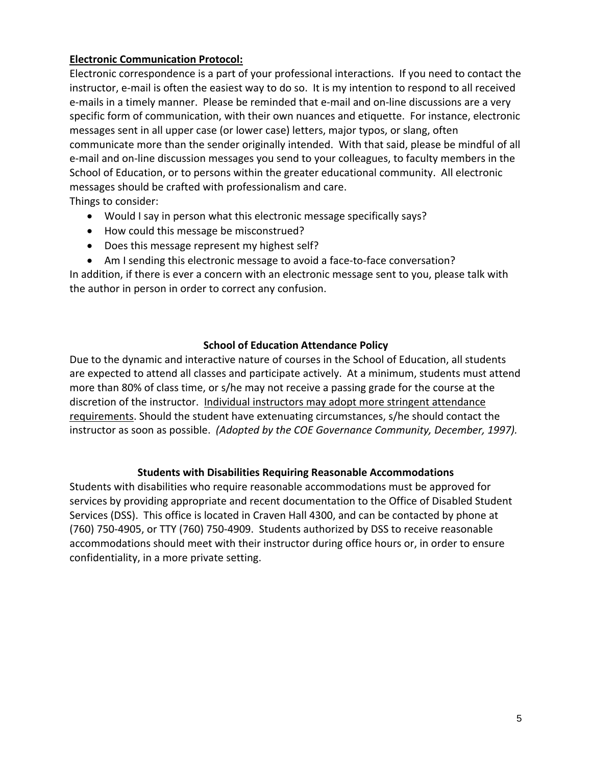**Electronic Communication Protocol:**

Electronic correspondence is a part of your professional interactions. If you need to contact the instructor, e-mail is often the easiest way to do so. It is my intention to respond to all received e-mails in a timely manner. Please be reminded that e-mail and on-line discussions are a very specific form of communication, with their own nuances and etiquette. For instance, electronic messages sent in all upper case (or lower case) letters, major typos, or slang, often communicate more than the sender originally intended. With that said, please be mindful of all e-mail and on-line discussion messages you send to your colleagues, to faculty members in the School of Education, or to persons within the greater educational community. All electronic messages should be crafted with professionalism and care.

Things to consider:

- Would I say in person what this electronic message specifically says?
- How could this message be misconstrued?
- Does this message represent my highest self?
- Am I sending this electronic message to avoid a face-to-face conversation?

In addition, if there is ever a concern with an electronic message sent to you, please talk with the author in person in order to correct any confusion.

## School of Education Attendance Policy

Due to the dynamic and interactive nature of courses in the School of Education, all students are expected to attend all classes and participate actively. At a minimum, students must attend more than 80% of class time, or s/he may not receive a passing grade for the course at the discretion of the instructor. Individual instructors may adopt more stringent attendance requirements. Should the student have extenuating circumstances, s/he should contact the instructor as soon as possible. *(Adopted by the COE Governance Community, December, 1997).*

## Students with Disabilities Requiring Reasonable Accommodations

Students with disabilities who require reasonable accommodations must be approved for services by providing appropriate and recent documentation to the Office of Disabled Student Services (DSS). This office is located in Craven Hall 4300, and can be contacted by phone at (760) 750-4905, or TTY (760) 750-4909. Students authorized by DSS to receive reasonable accommodations should meet with their instructor during office hours or, in order to ensure confidentiality, in a more private setting.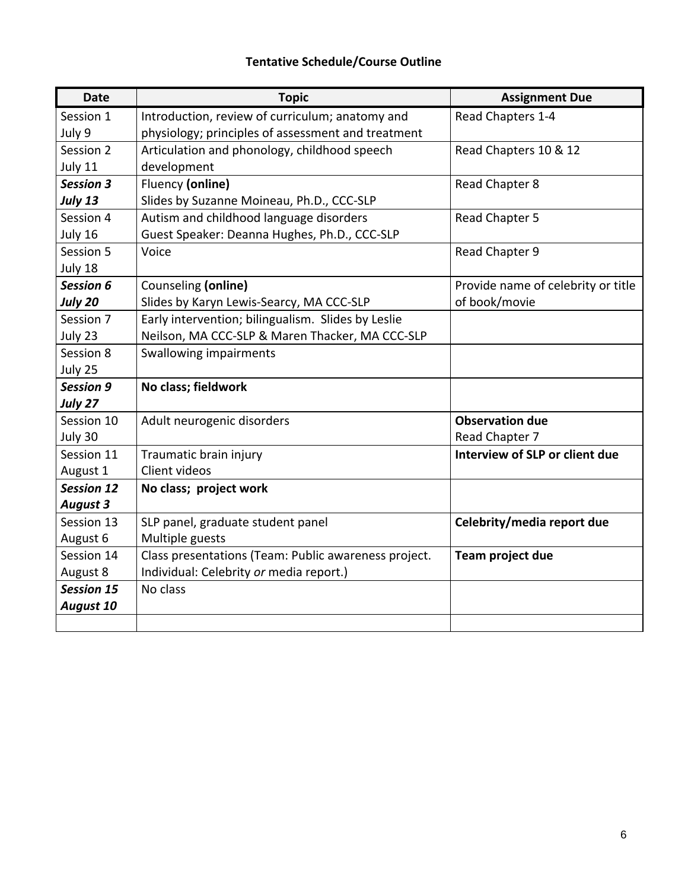## Tentative Schedule/Course Outline

| Date | Topic | Assignment Due |
|---|---|---|
| Session 1 July 9 | Introduction, review of curriculum; anatomy and physiology; principles of assessment and treatment | Read Chapters 1-4 |
| Session 2 July 11 | Articulation and phonology, childhood speech development | Read Chapters 10 & 12 |
| ***Session 3 July 13*** | Fluency **(online)** Slides by Suzanne Moineau, Ph.D., CCC-SLP | Read Chapter 8 |
| Session 4 July 16 | Autism and childhood language disorders Guest Speaker: Deanna Hughes, Ph.D., CCC-SLP | Read Chapter 5 |
| Session 5 July 18 | Voice | Read Chapter 9 |
| ***Session 6 July 20*** | Counseling **(online)** Slides by Karyn Lewis-Searcy, MA CCC-SLP | Provide name of celebrity or title of book/movie |
| Session 7 July 23 | Early intervention; bilingualism. Slides by Leslie Neilson, MA CCC-SLP & Maren Thacker, MA CCC-SLP | |
| Session 8 July 25 | Swallowing impairments | |
| ***Session 9 July 27*** | **No class; fieldwork** | |
| Session 10 July 30 | Adult neurogenic disorders | **Observation due** Read Chapter 7 |
| Session 11 August 1 | Traumatic brain injury Client videos | **Interview of SLP or client due** |
| ***Session 12 August 3*** | **No class; project work** | |
| Session 13 August 6 | SLP panel, graduate student panel Multiple guests | **Celebrity/media report due** |
| Session 14 August 8 | Class presentations (Team: Public awareness project. Individual: Celebrity *or* media report.) | **Team project due** |
| ***Session 15 August 10*** | No class | |
| | | |